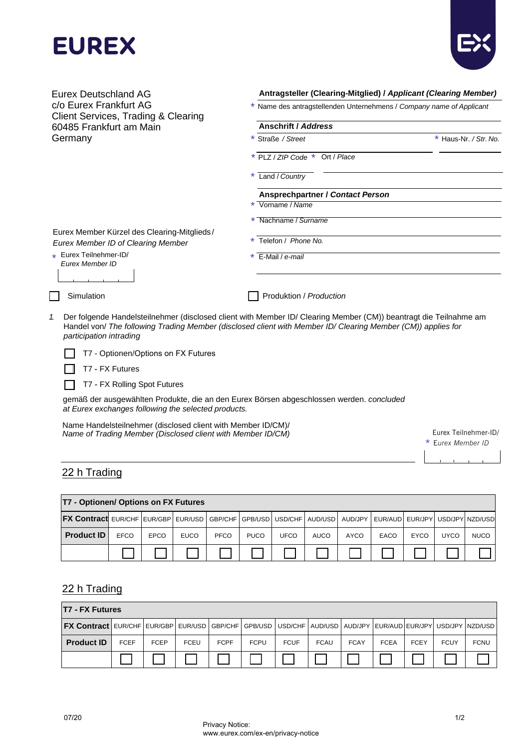# EUREX

Eurex Deutschland AG
c/o Eurex Frankfurt AG
Client Services, Trading & Clearing
60485 Frankfurt am Main
Germany

**Antragsteller (Clearing-Mitglied) / *Applicant (Clearing Member)***

\* Name des antragstellenden Unternehmens / *Company name of Applicant*

**Anschrift / *Address***

\* Straße / *Street* \* Haus-Nr. / *Str. No.*

\* PLZ / *ZIP Code* \* Ort / *Place*

\* Land / *Country*

**Ansprechpartner / *Contact Person***

\* Vorname / *Name*

\* Nachname / *Surname*

\* Telefon / *Phone No.*

\* E-Mail / *e-mail*

Eurex Member Kürzel des Clearing-Mitglieds /
*Eurex Member ID of Clearing Member*

\* Eurex Teilnehmer-ID/
*Eurex Member ID*

☐ Simulation ☐ Produktion / *Production*

1. Der folgende Handelsteilnehmer (disclosed client with Member ID/ Clearing Member (CM)) beantragt die Teilnahme am Handel von/ *The following Trading Member (disclosed client with Member ID/ Clearing Member (CM)) applies for participation intrading*

   ☐ T7 - Optionen/Options on FX Futures

   ☐ T7 - FX Futures

   ☐ T7 - FX Rolling Spot Futures

   gemäß der ausgewählten Produkte, die an den Eurex Börsen abgeschlossen werden. *concluded at Eurex exchanges following the selected products.*

   Name Handelsteilnehmer (disclosed client with Member ID/CM)/
   *Name of Trading Member (Disclosed client with Member ID/CM)*

   Eurex Teilnehmer-ID/
   \* *Eurex Member ID*

## 22 h Trading

| **T7 - Optionen/ Options on FX Futures** | | | | | | | | | | | | |
|---|---|---|---|---|---|---|---|---|---|---|---|---|
| **FX Contract** | EUR/CHF | EUR/GBP | EUR/USD | GBP/CHF | GPB/USD | USD/CHF | AUD/USD | AUD/JPY | EUR/AUD | EUR/JPY | USD/JPY | NZD/USD |
| **Product ID** | EFCO | EPCO | EUCO | PFCO | PUCO | UFCO | AUCO | AYCO | EACO | EYCO | UYCO | NUCO |
| | ☐ | ☐ | ☐ | ☐ | ☐ | ☐ | ☐ | ☐ | ☐ | ☐ | ☐ | ☐ |

## 22 h Trading

| **T7 - FX Futures** | | | | | | | | | | | | |
|---|---|---|---|---|---|---|---|---|---|---|---|---|
| **FX Contract** | EUR/CHF | EUR/GBP | EUR/USD | GBP/CHF | GPB/USD | USD/CHF | AUD/USD | AUD/JPY | EUR/AUD | EUR/JPY | USD/JPY | NZD/USD |
| **Product ID** | FCEF | FCEP | FCEU | FCPF | FCPU | FCUF | FCAU | FCAY | FCEA | FCEY | FCUY | FCNU |
| | ☐ | ☐ | ☐ | ☐ | ☐ | ☐ | ☐ | ☐ | ☐ | ☐ | ☐ | ☐ |

07/20

Privacy Notice:
www.eurex.com/ex-en/privacy-notice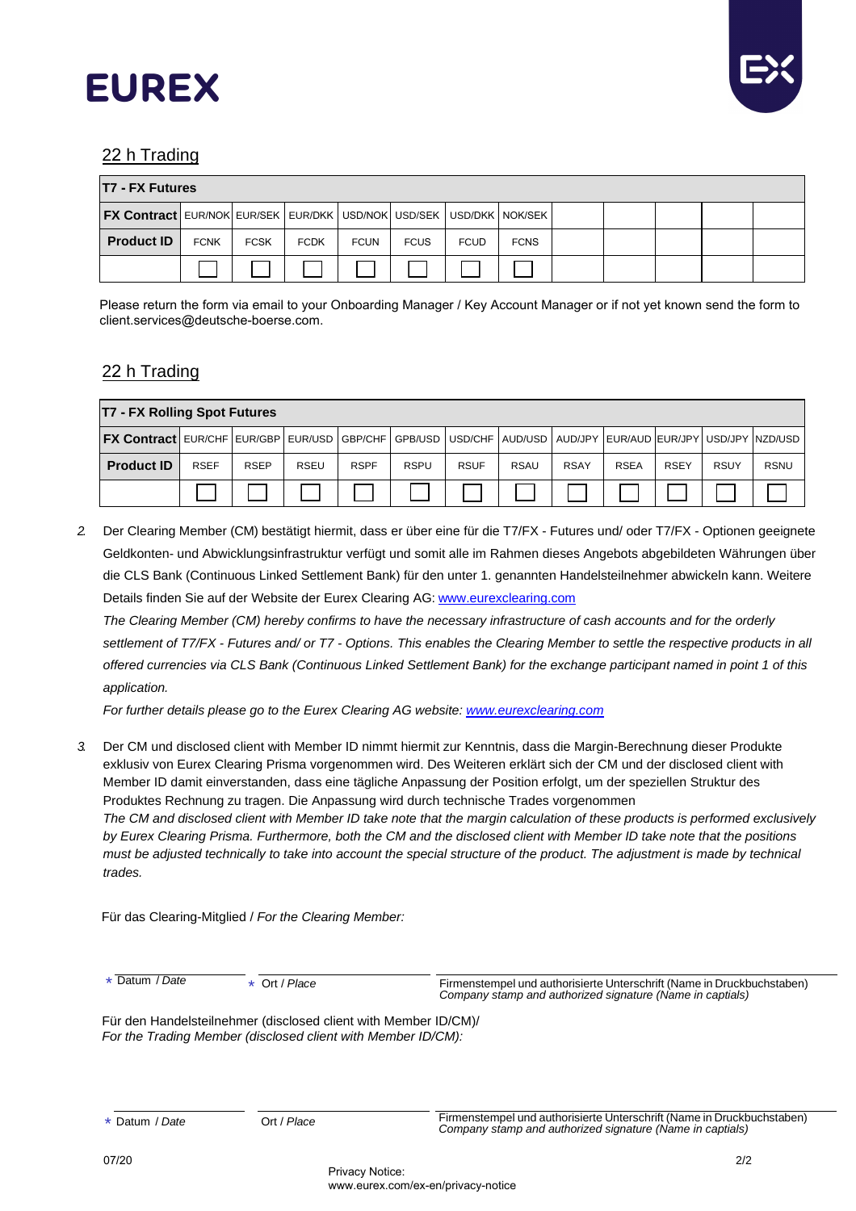# EUREX

## 22 h Trading

| T7 - FX Futures | | | | | | | | | | | | |
|---|---|---|---|---|---|---|---|---|---|---|---|---|
| **FX Contract** | EUR/NOK | EUR/SEK | EUR/DKK | USD/NOK | USD/SEK | USD/DKK | NOK/SEK | | | | | |
| **Product ID** | FCNK | FCSK | FCDK | FCUN | FCUS | FCUD | FCNS | | | | | |
| | ☐ | ☐ | ☐ | ☐ | ☐ | ☐ | ☐ | | | | | |

Please return the form via email to your Onboarding Manager / Key Account Manager or if not yet known send the form to client.services@deutsche-boerse.com.

## 22 h Trading

| T7 - FX Rolling Spot Futures | | | | | | | | | | | | |
|---|---|---|---|---|---|---|---|---|---|---|---|---|
| **FX Contract** | EUR/CHF | EUR/GBP | EUR/USD | GBP/CHF | GPB/USD | USD/CHF | AUD/USD | AUD/JPY | EUR/AUD | EUR/JPY | USD/JPY | NZD/USD |
| **Product ID** | RSEF | RSEP | RSEU | RSPF | RSPU | RSUF | RSAU | RSAY | RSEA | RSEY | RSUY | RSNU |
| | ☐ | ☐ | ☐ | ☐ | ☐ | ☐ | ☐ | ☐ | ☐ | ☐ | ☐ | ☐ |

2. Der Clearing Member (CM) bestätigt hiermit, dass er über eine für die T7/FX - Futures und/ oder T7/FX - Optionen geeignete Geldkonten- und Abwicklungsinfrastruktur verfügt und somit alle im Rahmen dieses Angebots abgebildeten Währungen über die CLS Bank (Continuous Linked Settlement Bank) für den unter 1. genannten Handelsteilnehmer abwickeln kann. Weitere Details finden Sie auf der Website der Eurex Clearing AG: www.eurexclearing.com

   *The Clearing Member (CM) hereby confirms to have the necessary infrastructure of cash accounts and for the orderly settlement of T7/FX - Futures and/ or T7 - Options. This enables the Clearing Member to settle the respective products in all offered currencies via CLS Bank (Continuous Linked Settlement Bank) for the exchange participant named in point 1 of this application.*

   *For further details please go to the Eurex Clearing AG website: www.eurexclearing.com*

3. Der CM und disclosed client with Member ID nimmt hiermit zur Kenntnis, dass die Margin-Berechnung dieser Produkte exklusiv von Eurex Clearing Prisma vorgenommen wird. Des Weiteren erklärt sich der CM und der disclosed client with Member ID damit einverstanden, dass eine tägliche Anpassung der Position erfolgt, um der speziellen Struktur des Produktes Rechnung zu tragen. Die Anpassung wird durch technische Trades vorgenommen

   *The CM and disclosed client with Member ID take note that the margin calculation of these products is performed exclusively by Eurex Clearing Prisma. Furthermore, both the CM and the disclosed client with Member ID take note that the positions must be adjusted technically to take into account the special structure of the product. The adjustment is made by technical trades.*

Für das Clearing-Mitglied / *For the Clearing Member:*

\* Datum / *Date* \_\_\_\_\_\_\_\_\_\_ \* Ort / *Place* \_\_\_\_\_\_\_\_\_\_ Firmenstempel und authorisierte Unterschrift (Name in Druckbuchstaben) / *Company stamp and authorized signature (Name in captials)*

Für den Handelsteilnehmer (disclosed client with Member ID/CM)/
*For the Trading Member (disclosed client with Member ID/CM):*

\* Datum / *Date* \_\_\_\_\_\_\_\_\_\_ Ort / *Place* \_\_\_\_\_\_\_\_\_\_ Firmenstempel und authorisierte Unterschrift (Name in Druckbuchstaben) / *Company stamp and authorized signature (Name in captials)*

07/20

Privacy Notice:
www.eurex.com/ex-en/privacy-notice